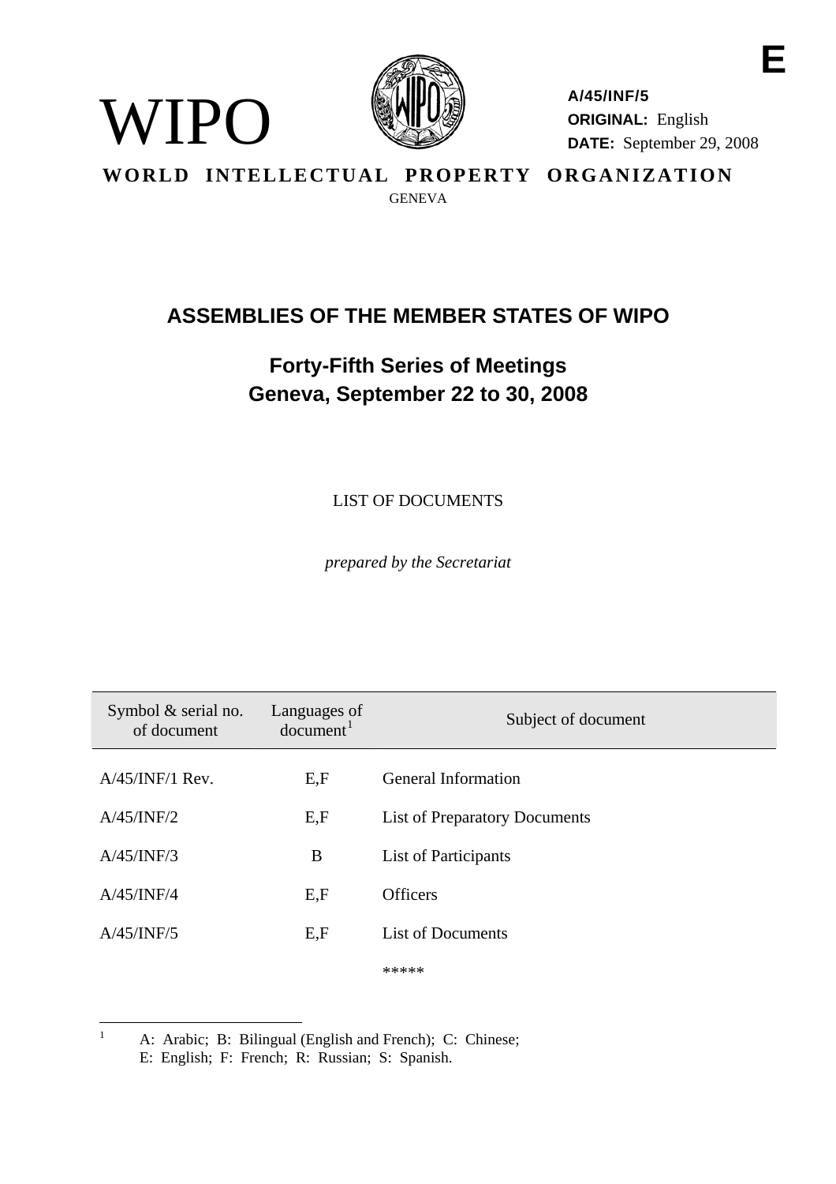E

WIPO

**A/45/INF/5**
**ORIGINAL:** English
**DATE:** September 29, 2008

**WORLD INTELLECTUAL PROPERTY ORGANIZATION**
GENEVA

# ASSEMBLIES OF THE MEMBER STATES OF WIPO

## Forty-Fifth Series of Meetings
## Geneva, September 22 to 30, 2008

LIST OF DOCUMENTS

*prepared by the Secretariat*

| Symbol & serial no. of document | Languages of document[1] | Subject of document |
|---|---|---|
| A/45/INF/1 Rev. | E,F | General Information |
| A/45/INF/2 | E,F | List of Preparatory Documents |
| A/45/INF/3 | B | List of Participants |
| A/45/INF/4 | E,F | Officers |
| A/45/INF/5 | E,F | List of Documents |

*****

[1] A: Arabic; B: Bilingual (English and French); C: Chinese; E: English; F: French; R: Russian; S: Spanish.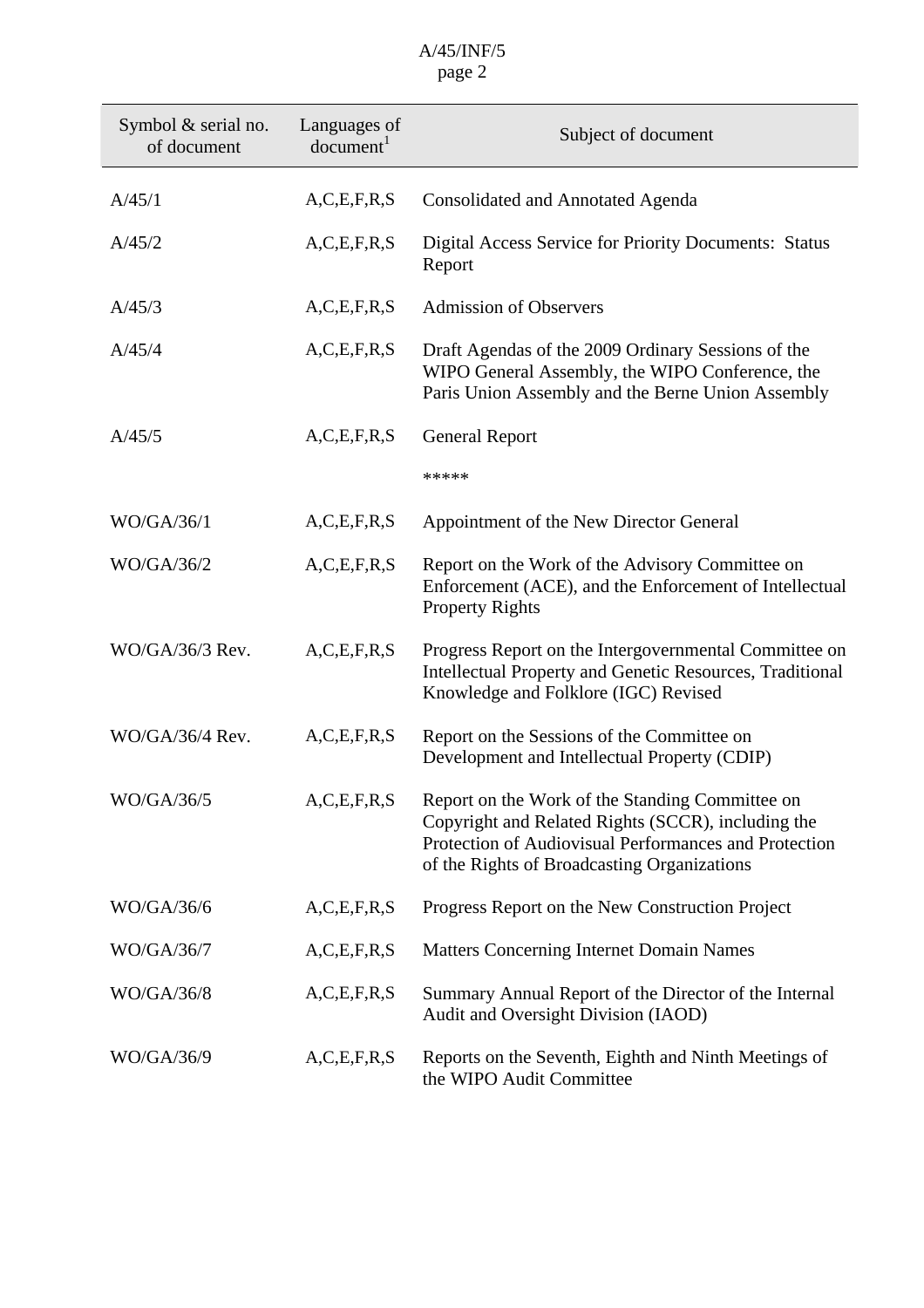| Symbol & serial no. of document | Languages of document[1] | Subject of document |
|---|---|---|
| A/45/1 | A,C,E,F,R,S | Consolidated and Annotated Agenda |
| A/45/2 | A,C,E,F,R,S | Digital Access Service for Priority Documents: Status Report |
| A/45/3 | A,C,E,F,R,S | Admission of Observers |
| A/45/4 | A,C,E,F,R,S | Draft Agendas of the 2009 Ordinary Sessions of the WIPO General Assembly, the WIPO Conference, the Paris Union Assembly and the Berne Union Assembly |
| A/45/5 | A,C,E,F,R,S | General Report |
| | | ***** |
| WO/GA/36/1 | A,C,E,F,R,S | Appointment of the New Director General |
| WO/GA/36/2 | A,C,E,F,R,S | Report on the Work of the Advisory Committee on Enforcement (ACE), and the Enforcement of Intellectual Property Rights |
| WO/GA/36/3 Rev. | A,C,E,F,R,S | Progress Report on the Intergovernmental Committee on Intellectual Property and Genetic Resources, Traditional Knowledge and Folklore (IGC) Revised |
| WO/GA/36/4 Rev. | A,C,E,F,R,S | Report on the Sessions of the Committee on Development and Intellectual Property (CDIP) |
| WO/GA/36/5 | A,C,E,F,R,S | Report on the Work of the Standing Committee on Copyright and Related Rights (SCCR), including the Protection of Audiovisual Performances and Protection of the Rights of Broadcasting Organizations |
| WO/GA/36/6 | A,C,E,F,R,S | Progress Report on the New Construction Project |
| WO/GA/36/7 | A,C,E,F,R,S | Matters Concerning Internet Domain Names |
| WO/GA/36/8 | A,C,E,F,R,S | Summary Annual Report of the Director of the Internal Audit and Oversight Division (IAOD) |
| WO/GA/36/9 | A,C,E,F,R,S | Reports on the Seventh, Eighth and Ninth Meetings of the WIPO Audit Committee |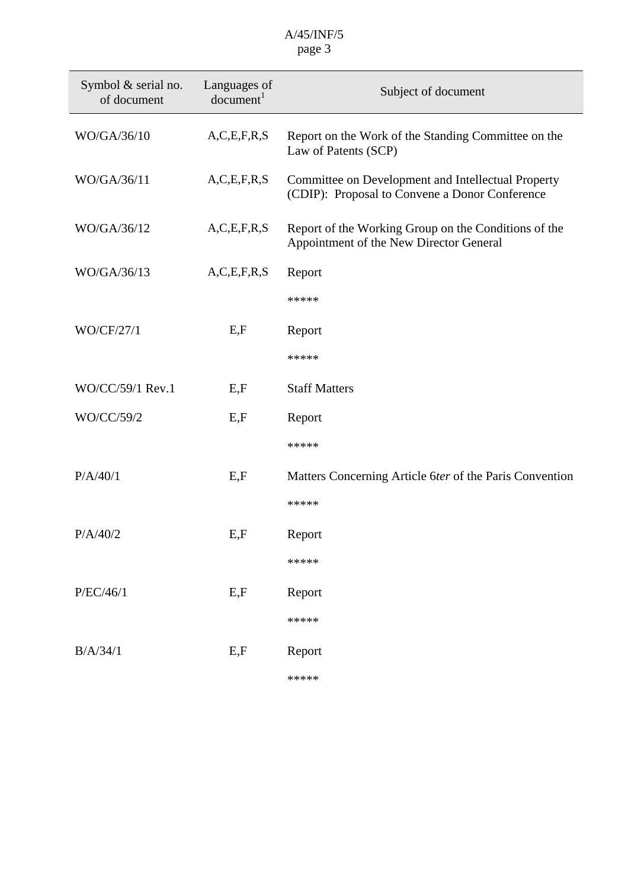| Symbol & serial no. of document | Languages of document[1] | Subject of document |
|---|---|---|
| WO/GA/36/10 | A,C,E,F,R,S | Report on the Work of the Standing Committee on the Law of Patents (SCP) |
| WO/GA/36/11 | A,C,E,F,R,S | Committee on Development and Intellectual Property (CDIP): Proposal to Convene a Donor Conference |
| WO/GA/36/12 | A,C,E,F,R,S | Report of the Working Group on the Conditions of the Appointment of the New Director General |
| WO/GA/36/13 | A,C,E,F,R,S | Report |
| | | ***** |
| WO/CF/27/1 | E,F | Report |
| | | ***** |
| WO/CC/59/1 Rev.1 | E,F | Staff Matters |
| WO/CC/59/2 | E,F | Report |
| | | ***** |
| P/A/40/1 | E,F | Matters Concerning Article 6*ter* of the Paris Convention |
| | | ***** |
| P/A/40/2 | E,F | Report |
| | | ***** |
| P/EC/46/1 | E,F | Report |
| | | ***** |
| B/A/34/1 | E,F | Report |
| | | ***** |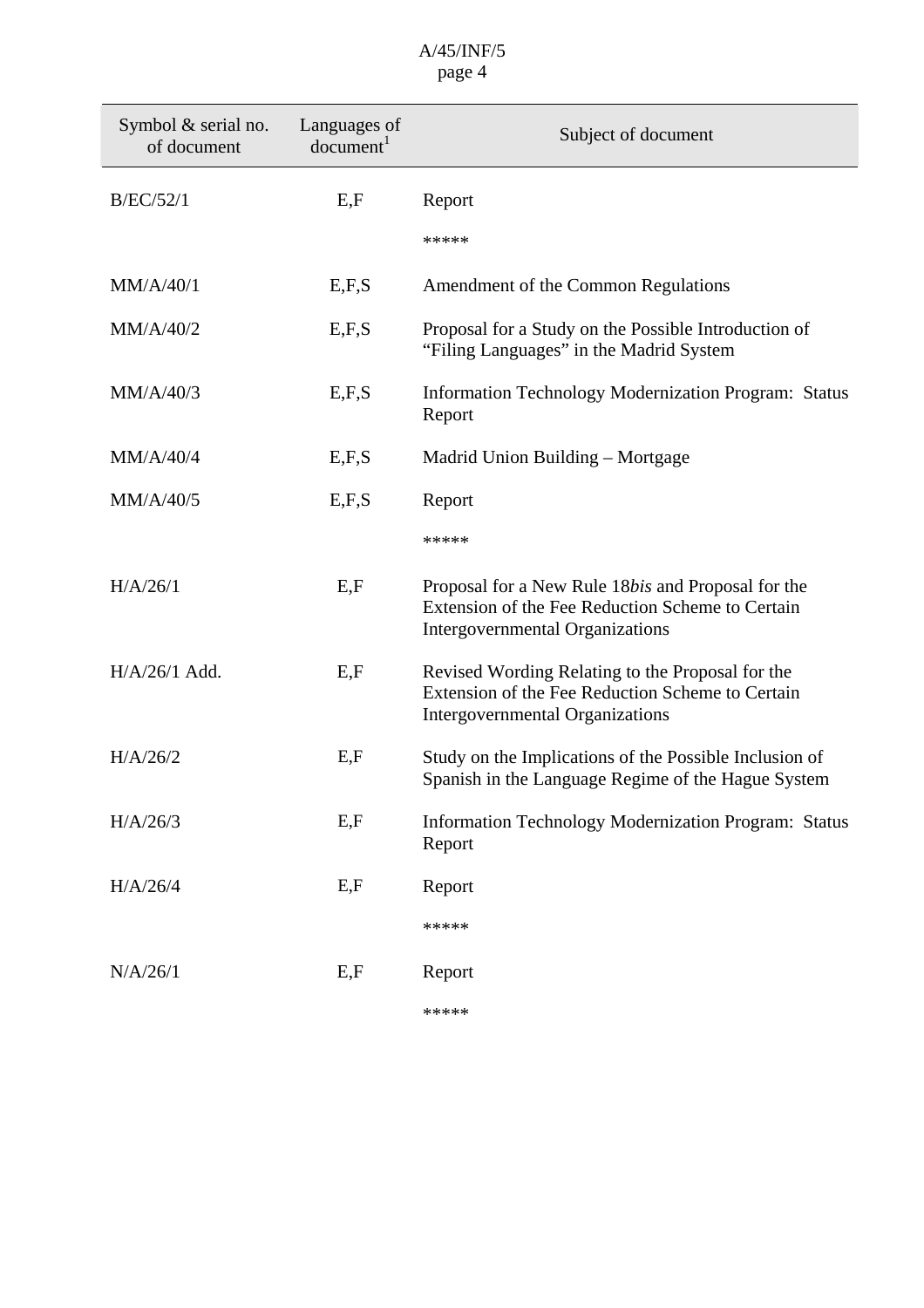| Symbol & serial no. of document | Languages of document[1] | Subject of document |
|---|---|---|
| B/EC/52/1 | E,F | Report |
| | | ***** |
| MM/A/40/1 | E,F,S | Amendment of the Common Regulations |
| MM/A/40/2 | E,F,S | Proposal for a Study on the Possible Introduction of "Filing Languages" in the Madrid System |
| MM/A/40/3 | E,F,S | Information Technology Modernization Program: Status Report |
| MM/A/40/4 | E,F,S | Madrid Union Building – Mortgage |
| MM/A/40/5 | E,F,S | Report |
| | | ***** |
| H/A/26/1 | E,F | Proposal for a New Rule 18*bis* and Proposal for the Extension of the Fee Reduction Scheme to Certain Intergovernmental Organizations |
| H/A/26/1 Add. | E,F | Revised Wording Relating to the Proposal for the Extension of the Fee Reduction Scheme to Certain Intergovernmental Organizations |
| H/A/26/2 | E,F | Study on the Implications of the Possible Inclusion of Spanish in the Language Regime of the Hague System |
| H/A/26/3 | E,F | Information Technology Modernization Program: Status Report |
| H/A/26/4 | E,F | Report |
| | | ***** |
| N/A/26/1 | E,F | Report |
| | | ***** |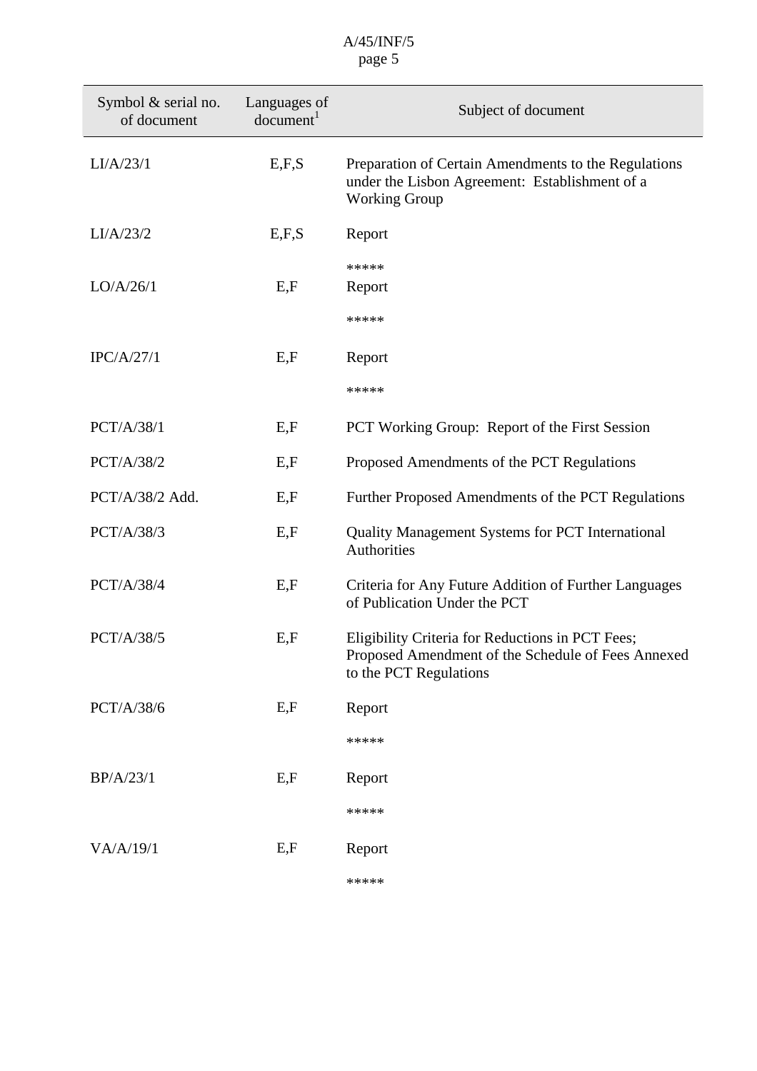| Symbol & serial no. of document | Languages of document[1] | Subject of document |
|---|---|---|
| LI/A/23/1 | E,F,S | Preparation of Certain Amendments to the Regulations under the Lisbon Agreement: Establishment of a Working Group |
| LI/A/23/2 | E,F,S | Report |
| | | ***** |
| LO/A/26/1 | E,F | Report |
| | | ***** |
| IPC/A/27/1 | E,F | Report |
| | | ***** |
| PCT/A/38/1 | E,F | PCT Working Group: Report of the First Session |
| PCT/A/38/2 | E,F | Proposed Amendments of the PCT Regulations |
| PCT/A/38/2 Add. | E,F | Further Proposed Amendments of the PCT Regulations |
| PCT/A/38/3 | E,F | Quality Management Systems for PCT International Authorities |
| PCT/A/38/4 | E,F | Criteria for Any Future Addition of Further Languages of Publication Under the PCT |
| PCT/A/38/5 | E,F | Eligibility Criteria for Reductions in PCT Fees; Proposed Amendment of the Schedule of Fees Annexed to the PCT Regulations |
| PCT/A/38/6 | E,F | Report |
| | | ***** |
| BP/A/23/1 | E,F | Report |
| | | ***** |
| VA/A/19/1 | E,F | Report |
| | | ***** |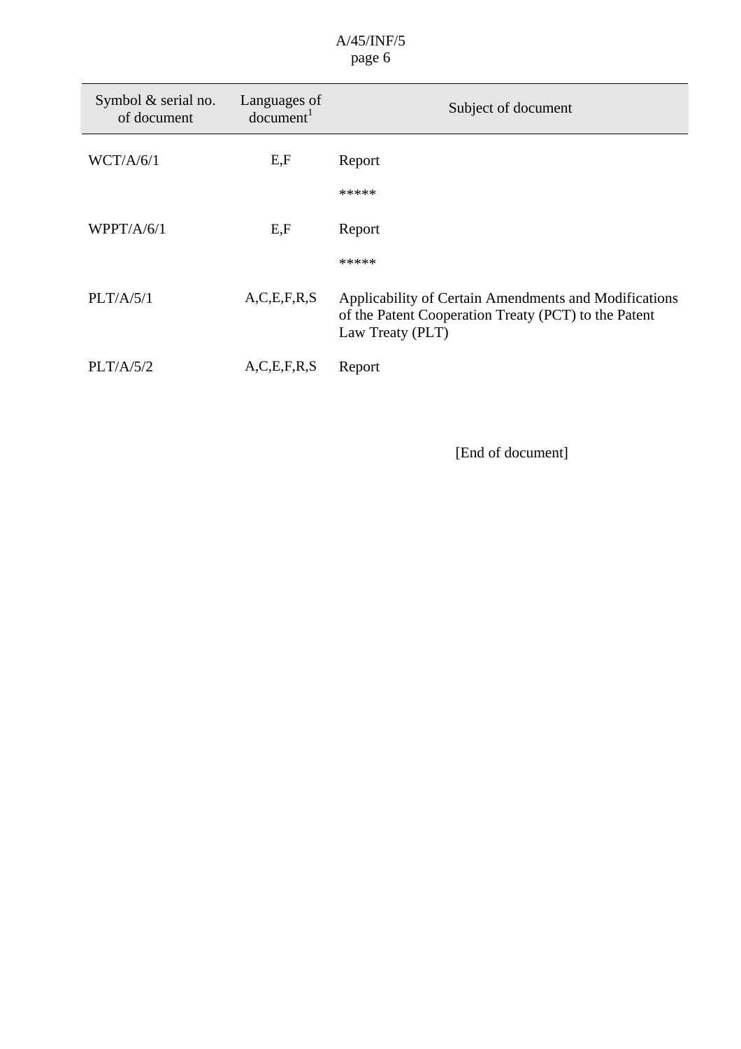| Symbol & serial no. of document | Languages of document[1] | Subject of document |
|---|---|---|
| WCT/A/6/1 | E,F | Report |
| | | ***** |
| WPPT/A/6/1 | E,F | Report |
| | | ***** |
| PLT/A/5/1 | A,C,E,F,R,S | Applicability of Certain Amendments and Modifications of the Patent Cooperation Treaty (PCT) to the Patent Law Treaty (PLT) |
| PLT/A/5/2 | A,C,E,F,R,S | Report |

[End of document]